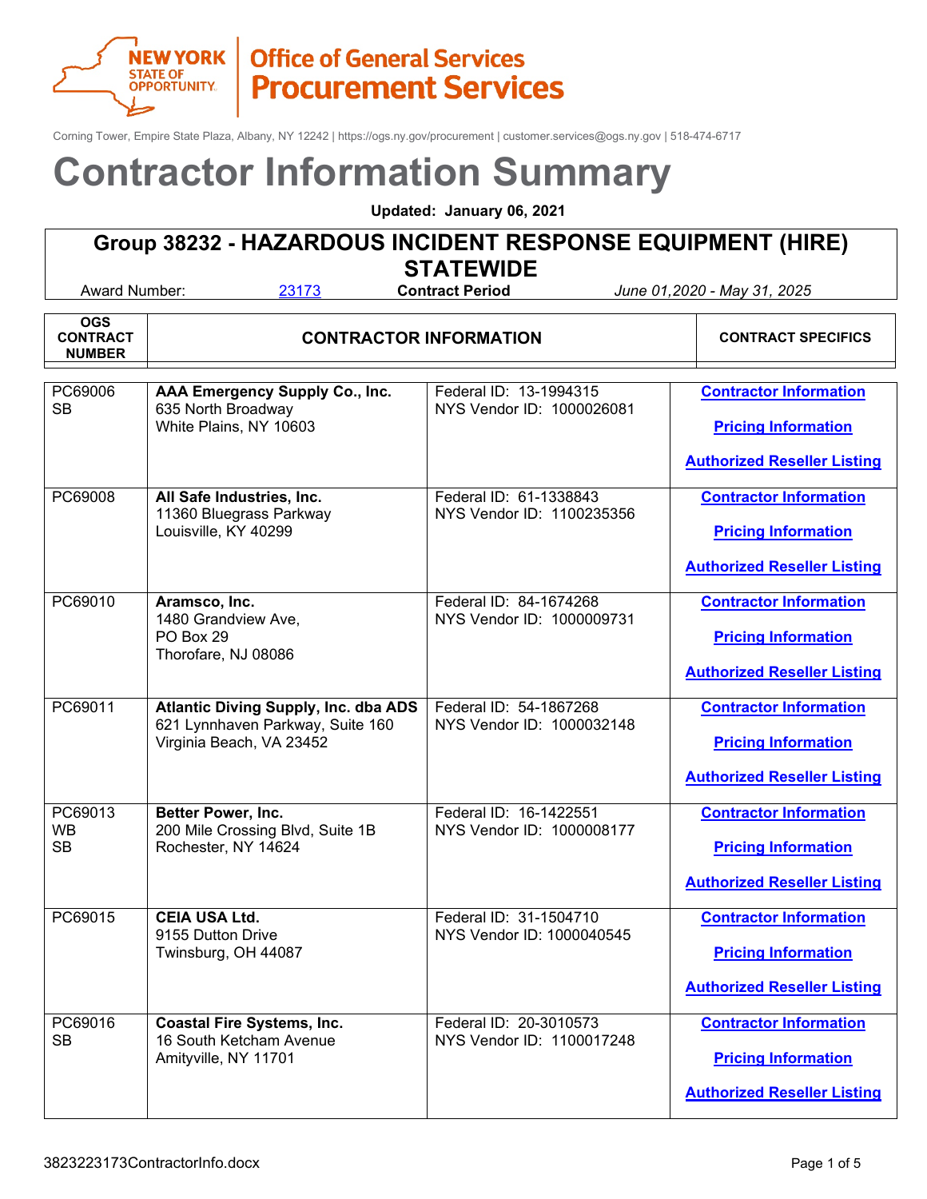NEW YORK STATE OF OPPORTUNITY | Office of General Services **Procurement Services**

Corning Tower, Empire State Plaza, Albany, NY 12242 | https://ogs.ny.gov/procurement | customer.services@ogs.ny.gov | 518-474-6717

# Contractor Information Summary

**Updated: January 06, 2021**

## Group 38232 - HAZARDOUS INCIDENT RESPONSE EQUIPMENT (HIRE) STATEWIDE

Award Number: 23173 **Contract Period** *June 01,2020 - May 31, 2025*

| OGS CONTRACT NUMBER | CONTRACTOR INFORMATION | | CONTRACT SPECIFICS |
|---|---|---|---|
| PC69006<br>SB | **AAA Emergency Supply Co., Inc.**<br>635 North Broadway<br>White Plains, NY 10603 | Federal ID: 13-1994315<br>NYS Vendor ID: 1000026081 | Contractor Information<br>Pricing Information<br>Authorized Reseller Listing |
| PC69008 | **All Safe Industries, Inc.**<br>11360 Bluegrass Parkway<br>Louisville, KY 40299 | Federal ID: 61-1338843<br>NYS Vendor ID: 1100235356 | Contractor Information<br>Pricing Information<br>Authorized Reseller Listing |
| PC69010 | **Aramsco, Inc.**<br>1480 Grandview Ave,<br>PO Box 29<br>Thorofare, NJ 08086 | Federal ID: 84-1674268<br>NYS Vendor ID: 1000009731 | Contractor Information<br>Pricing Information<br>Authorized Reseller Listing |
| PC69011 | **Atlantic Diving Supply, Inc. dba ADS**<br>621 Lynnhaven Parkway, Suite 160<br>Virginia Beach, VA 23452 | Federal ID: 54-1867268<br>NYS Vendor ID: 1000032148 | Contractor Information<br>Pricing Information<br>Authorized Reseller Listing |
| PC69013<br>WB<br>SB | **Better Power, Inc.**<br>200 Mile Crossing Blvd, Suite 1B<br>Rochester, NY 14624 | Federal ID: 16-1422551<br>NYS Vendor ID: 1000008177 | Contractor Information<br>Pricing Information<br>Authorized Reseller Listing |
| PC69015 | **CEIA USA Ltd.**<br>9155 Dutton Drive<br>Twinsburg, OH 44087 | Federal ID: 31-1504710<br>NYS Vendor ID: 1000040545 | Contractor Information<br>Pricing Information<br>Authorized Reseller Listing |
| PC69016<br>SB | **Coastal Fire Systems, Inc.**<br>16 South Ketcham Avenue<br>Amityville, NY 11701 | Federal ID: 20-3010573<br>NYS Vendor ID: 1100017248 | Contractor Information<br>Pricing Information<br>Authorized Reseller Listing |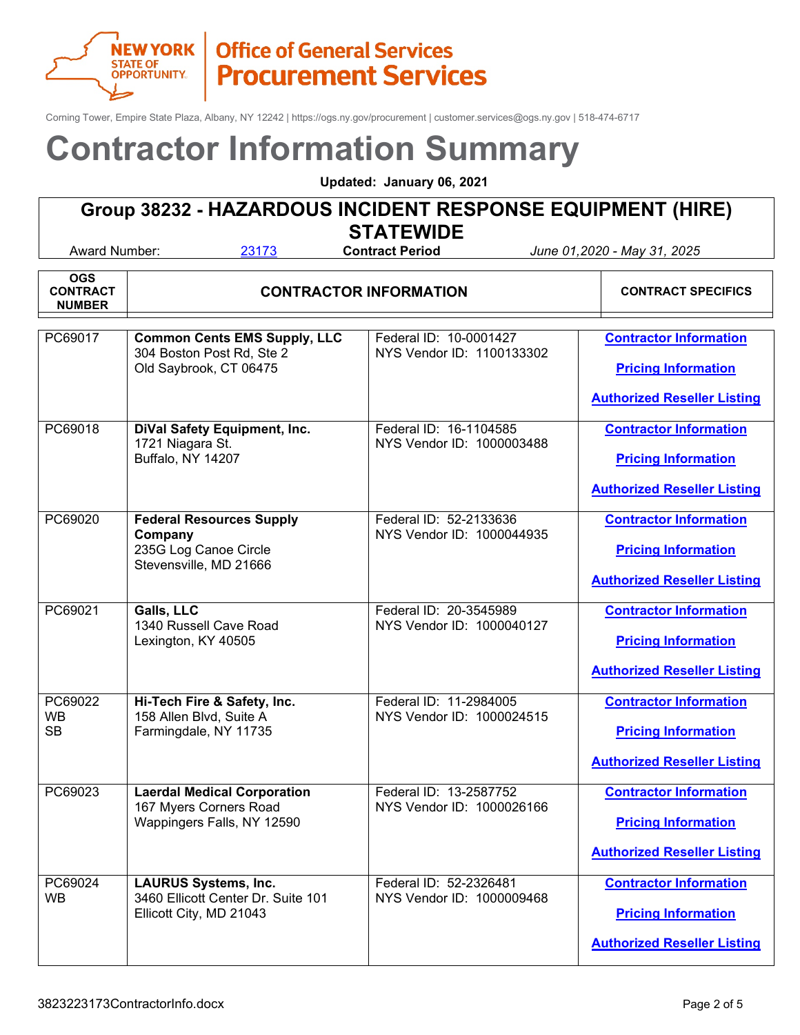NEW YORK STATE OF OPPORTUNITY | Office of General Services Procurement Services

Corning Tower, Empire State Plaza, Albany, NY 12242 | https://ogs.ny.gov/procurement | customer.services@ogs.ny.gov | 518-474-6717

# Contractor Information Summary

**Updated: January 06, 2021**

## Group 38232 - HAZARDOUS INCIDENT RESPONSE EQUIPMENT (HIRE) STATEWIDE

Award Number: 23173 **Contract Period** *June 01,2020 - May 31, 2025*

| OGS CONTRACT NUMBER | CONTRACTOR INFORMATION | | CONTRACT SPECIFICS |
|---|---|---|---|
| PC69017 | **Common Cents EMS Supply, LLC**<br>304 Boston Post Rd, Ste 2<br>Old Saybrook, CT 06475 | Federal ID: 10-0001427<br>NYS Vendor ID: 1100133302 | Contractor Information<br>Pricing Information<br>Authorized Reseller Listing |
| PC69018 | **DiVal Safety Equipment, Inc.**<br>1721 Niagara St.<br>Buffalo, NY 14207 | Federal ID: 16-1104585<br>NYS Vendor ID: 1000003488 | Contractor Information<br>Pricing Information<br>Authorized Reseller Listing |
| PC69020 | **Federal Resources Supply Company**<br>235G Log Canoe Circle<br>Stevensville, MD 21666 | Federal ID: 52-2133636<br>NYS Vendor ID: 1000044935 | Contractor Information<br>Pricing Information<br>Authorized Reseller Listing |
| PC69021 | **Galls, LLC**<br>1340 Russell Cave Road<br>Lexington, KY 40505 | Federal ID: 20-3545989<br>NYS Vendor ID: 1000040127 | Contractor Information<br>Pricing Information<br>Authorized Reseller Listing |
| PC69022<br>WB<br>SB | **Hi-Tech Fire & Safety, Inc.**<br>158 Allen Blvd, Suite A<br>Farmingdale, NY 11735 | Federal ID: 11-2984005<br>NYS Vendor ID: 1000024515 | Contractor Information<br>Pricing Information<br>Authorized Reseller Listing |
| PC69023 | **Laerdal Medical Corporation**<br>167 Myers Corners Road<br>Wappingers Falls, NY 12590 | Federal ID: 13-2587752<br>NYS Vendor ID: 1000026166 | Contractor Information<br>Pricing Information<br>Authorized Reseller Listing |
| PC69024<br>WB | **LAURUS Systems, Inc.**<br>3460 Ellicott Center Dr. Suite 101<br>Ellicott City, MD 21043 | Federal ID: 52-2326481<br>NYS Vendor ID: 1000009468 | Contractor Information<br>Pricing Information<br>Authorized Reseller Listing |

3823223173ContractorInfo.docx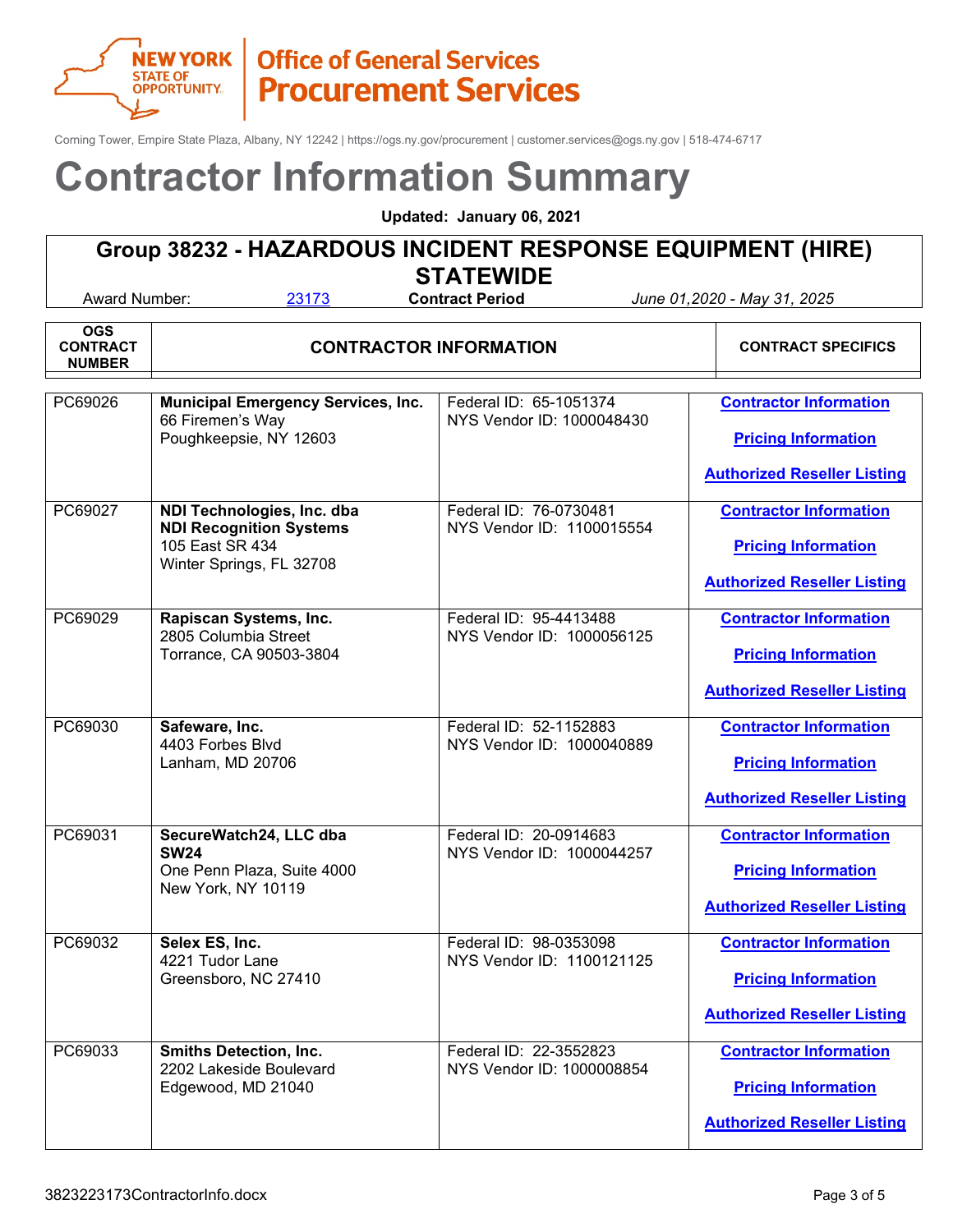New York State of Opportunity | Office of General Services Procurement Services

Corning Tower, Empire State Plaza, Albany, NY 12242 | https://ogs.ny.gov/procurement | customer.services@ogs.ny.gov | 518-474-6717

# Contractor Information Summary

**Updated: January 06, 2021**

## Group 38232 - HAZARDOUS INCIDENT RESPONSE EQUIPMENT (HIRE) STATEWIDE

Award Number: 23173 **Contract Period** *June 01,2020 - May 31, 2025*

| OGS CONTRACT NUMBER | CONTRACTOR INFORMATION | | CONTRACT SPECIFICS |
|---|---|---|---|
| PC69026 | **Municipal Emergency Services, Inc.**<br>66 Firemen's Way<br>Poughkeepsie, NY 12603 | Federal ID: 65-1051374<br>NYS Vendor ID: 1000048430 | Contractor Information<br>Pricing Information<br>Authorized Reseller Listing |
| PC69027 | **NDI Technologies, Inc. dba NDI Recognition Systems**<br>105 East SR 434<br>Winter Springs, FL 32708 | Federal ID: 76-0730481<br>NYS Vendor ID: 1100015554 | Contractor Information<br>Pricing Information<br>Authorized Reseller Listing |
| PC69029 | **Rapiscan Systems, Inc.**<br>2805 Columbia Street<br>Torrance, CA 90503-3804 | Federal ID: 95-4413488<br>NYS Vendor ID: 1000056125 | Contractor Information<br>Pricing Information<br>Authorized Reseller Listing |
| PC69030 | **Safeware, Inc.**<br>4403 Forbes Blvd<br>Lanham, MD 20706 | Federal ID: 52-1152883<br>NYS Vendor ID: 1000040889 | Contractor Information<br>Pricing Information<br>Authorized Reseller Listing |
| PC69031 | **SecureWatch24, LLC dba SW24**<br>One Penn Plaza, Suite 4000<br>New York, NY 10119 | Federal ID: 20-0914683<br>NYS Vendor ID: 1000044257 | Contractor Information<br>Pricing Information<br>Authorized Reseller Listing |
| PC69032 | **Selex ES, Inc.**<br>4221 Tudor Lane<br>Greensboro, NC 27410 | Federal ID: 98-0353098<br>NYS Vendor ID: 1100121125 | Contractor Information<br>Pricing Information<br>Authorized Reseller Listing |
| PC69033 | **Smiths Detection, Inc.**<br>2202 Lakeside Boulevard<br>Edgewood, MD 21040 | Federal ID: 22-3552823<br>NYS Vendor ID: 1000008854 | Contractor Information<br>Pricing Information<br>Authorized Reseller Listing |

3823223173ContractorInfo.docx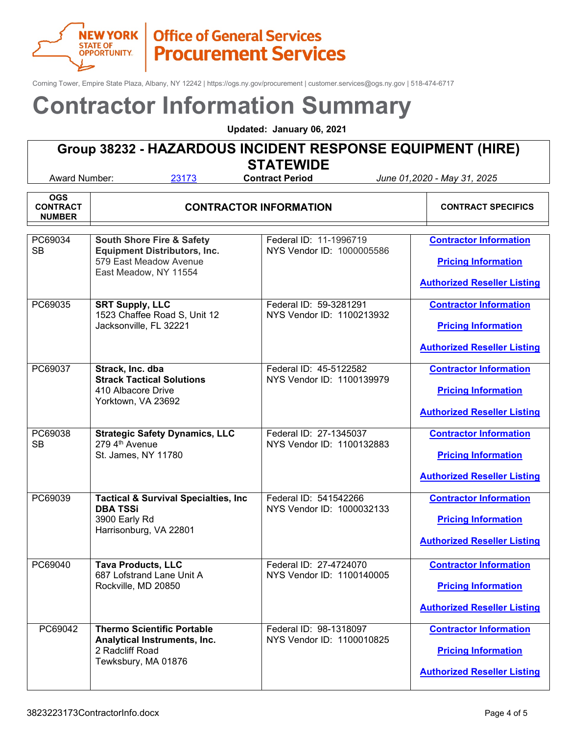NEW YORK STATE OF OPPORTUNITY | Office of General Services Procurement Services

Corning Tower, Empire State Plaza, Albany, NY 12242 | https://ogs.ny.gov/procurement | customer.services@ogs.ny.gov | 518-474-6717

# Contractor Information Summary

**Updated: January 06, 2021**

## Group 38232 - HAZARDOUS INCIDENT RESPONSE EQUIPMENT (HIRE) STATEWIDE

Award Number: 23173 **Contract Period** *June 01,2020 - May 31, 2025*

| OGS CONTRACT NUMBER | CONTRACTOR INFORMATION | | CONTRACT SPECIFICS |
|---|---|---|---|
| PC69034 SB | **South Shore Fire & Safety Equipment Distributors, Inc.** 579 East Meadow Avenue East Meadow, NY 11554 | Federal ID: 11-1996719 NYS Vendor ID: 1000005586 | Contractor Information Pricing Information Authorized Reseller Listing |
| PC69035 | **SRT Supply, LLC** 1523 Chaffee Road S, Unit 12 Jacksonville, FL 32221 | Federal ID: 59-3281291 NYS Vendor ID: 1100213932 | Contractor Information Pricing Information Authorized Reseller Listing |
| PC69037 | **Strack, Inc. dba Strack Tactical Solutions** 410 Albacore Drive Yorktown, VA 23692 | Federal ID: 45-5122582 NYS Vendor ID: 1100139979 | Contractor Information Pricing Information Authorized Reseller Listing |
| PC69038 SB | **Strategic Safety Dynamics, LLC** 279 4th Avenue St. James, NY 11780 | Federal ID: 27-1345037 NYS Vendor ID: 1100132883 | Contractor Information Pricing Information Authorized Reseller Listing |
| PC69039 | **Tactical & Survival Specialties, Inc DBA TSSi** 3900 Early Rd Harrisonburg, VA 22801 | Federal ID: 541542266 NYS Vendor ID: 1000032133 | Contractor Information Pricing Information Authorized Reseller Listing |
| PC69040 | **Tava Products, LLC** 687 Lofstrand Lane Unit A Rockville, MD 20850 | Federal ID: 27-4724070 NYS Vendor ID: 1100140005 | Contractor Information Pricing Information Authorized Reseller Listing |
| PC69042 | **Thermo Scientific Portable Analytical Instruments, Inc.** 2 Radcliff Road Tewksbury, MA 01876 | Federal ID: 98-1318097 NYS Vendor ID: 1100010825 | Contractor Information Pricing Information Authorized Reseller Listing |

3823223173ContractorInfo.docx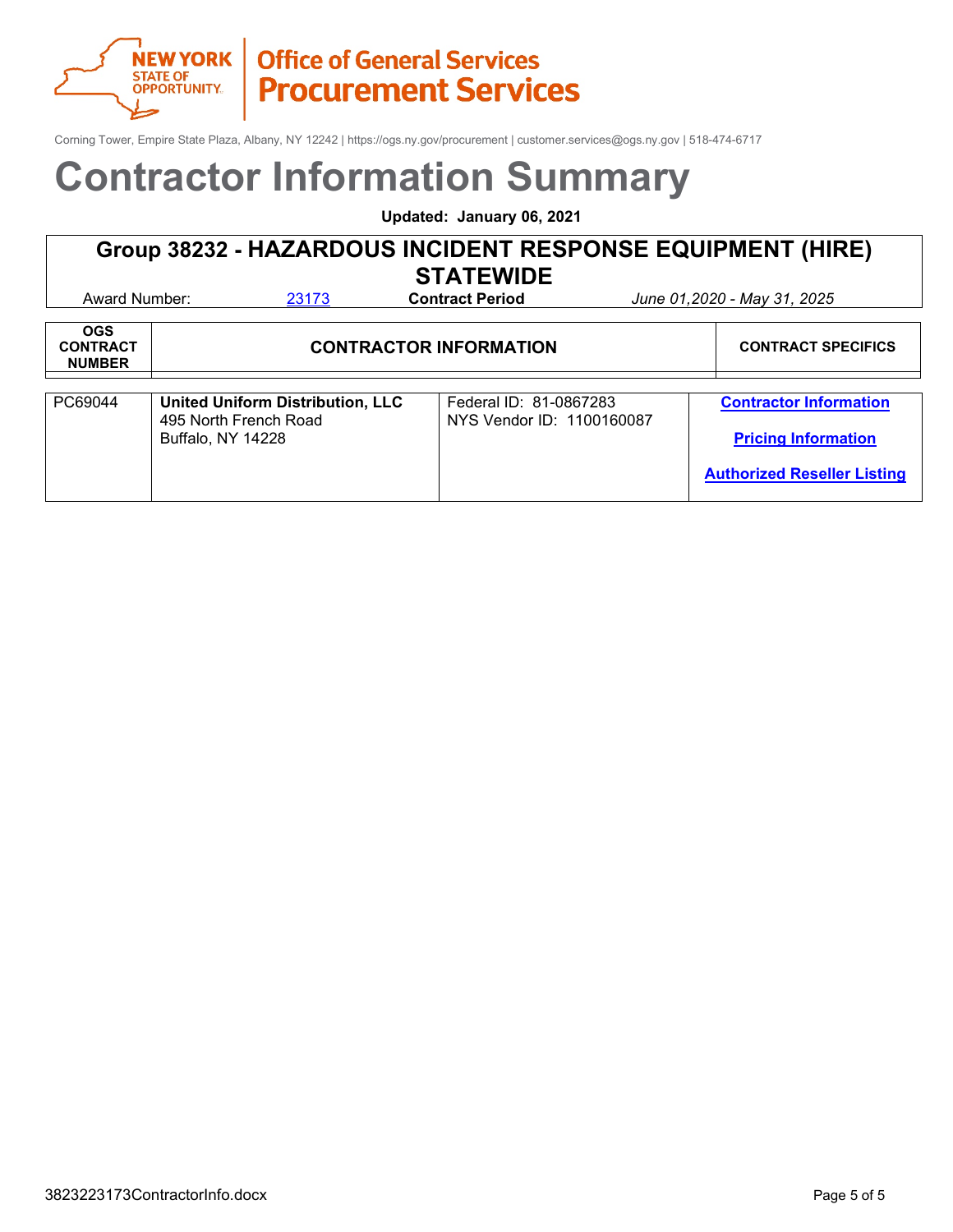**NEW YORK STATE OF OPPORTUNITY** | **Office of General Services Procurement Services**

Corning Tower, Empire State Plaza, Albany, NY 12242 | https://ogs.ny.gov/procurement | customer.services@ogs.ny.gov | 518-474-6717

# Contractor Information Summary

**Updated: January 06, 2021**

## Group 38232 - HAZARDOUS INCIDENT RESPONSE EQUIPMENT (HIRE) STATEWIDE

Award Number: 23173 **Contract Period** *June 01,2020 - May 31, 2025*

| OGS CONTRACT NUMBER | CONTRACTOR INFORMATION | | CONTRACT SPECIFICS |
|---|---|---|---|
| PC69044 | **United Uniform Distribution, LLC**<br>495 North French Road<br>Buffalo, NY 14228 | Federal ID: 81-0867283<br>NYS Vendor ID: 1100160087 | **Contractor Information**<br>**Pricing Information**<br>**Authorized Reseller Listing** |